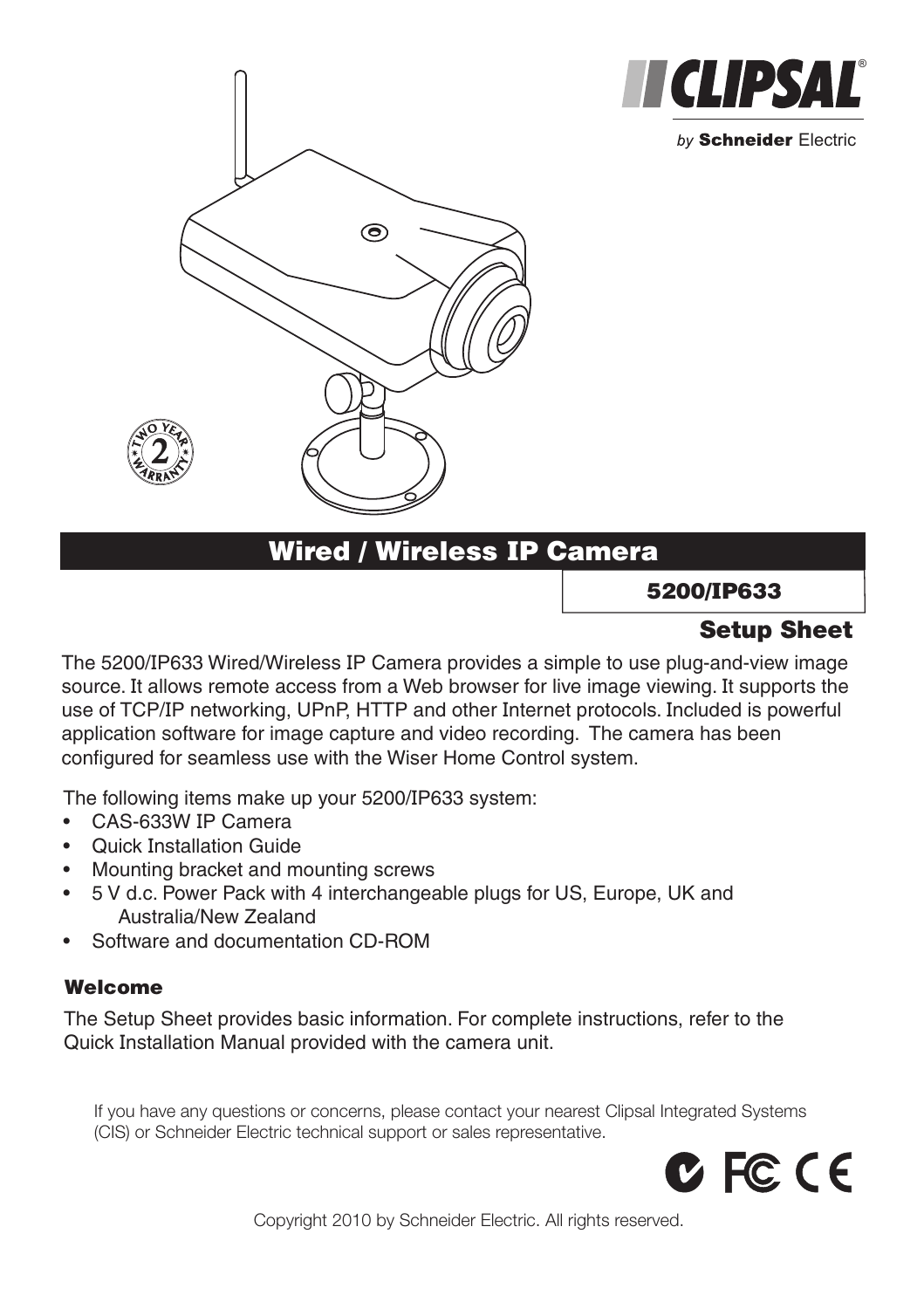CLIPSAL

by Schneider Electric

# Wired / Wireless IP Camera

**5200/IP633**

## Setup Sheet

The 5200/IP633 Wired/Wireless IP Camera provides a simple to use plug-and-view image source. It allows remote access from a Web browser for live image viewing. It supports the use of TCP/IP networking, UPnP, HTTP and other Internet protocols. Included is powerful application software for image capture and video recording. The camera has been configured for seamless use with the Wiser Home Control system.

The following items make up your 5200/IP633 system:

- CAS-633W IP Camera
- Quick Installation Guide
- Mounting bracket and mounting screws
- 5 V d.c. Power Pack with 4 interchangeable plugs for US, Europe, UK and Australia/New Zealand
- Software and documentation CD-ROM

### Welcome

The Setup Sheet provides basic information. For complete instructions, refer to the Quick Installation Manual provided with the camera unit.

If you have any questions or concerns, please contact your nearest Clipsal Integrated Systems (CIS) or Schneider Electric technical support or sales representative.

Copyright 2010 by Schneider Electric. All rights reserved.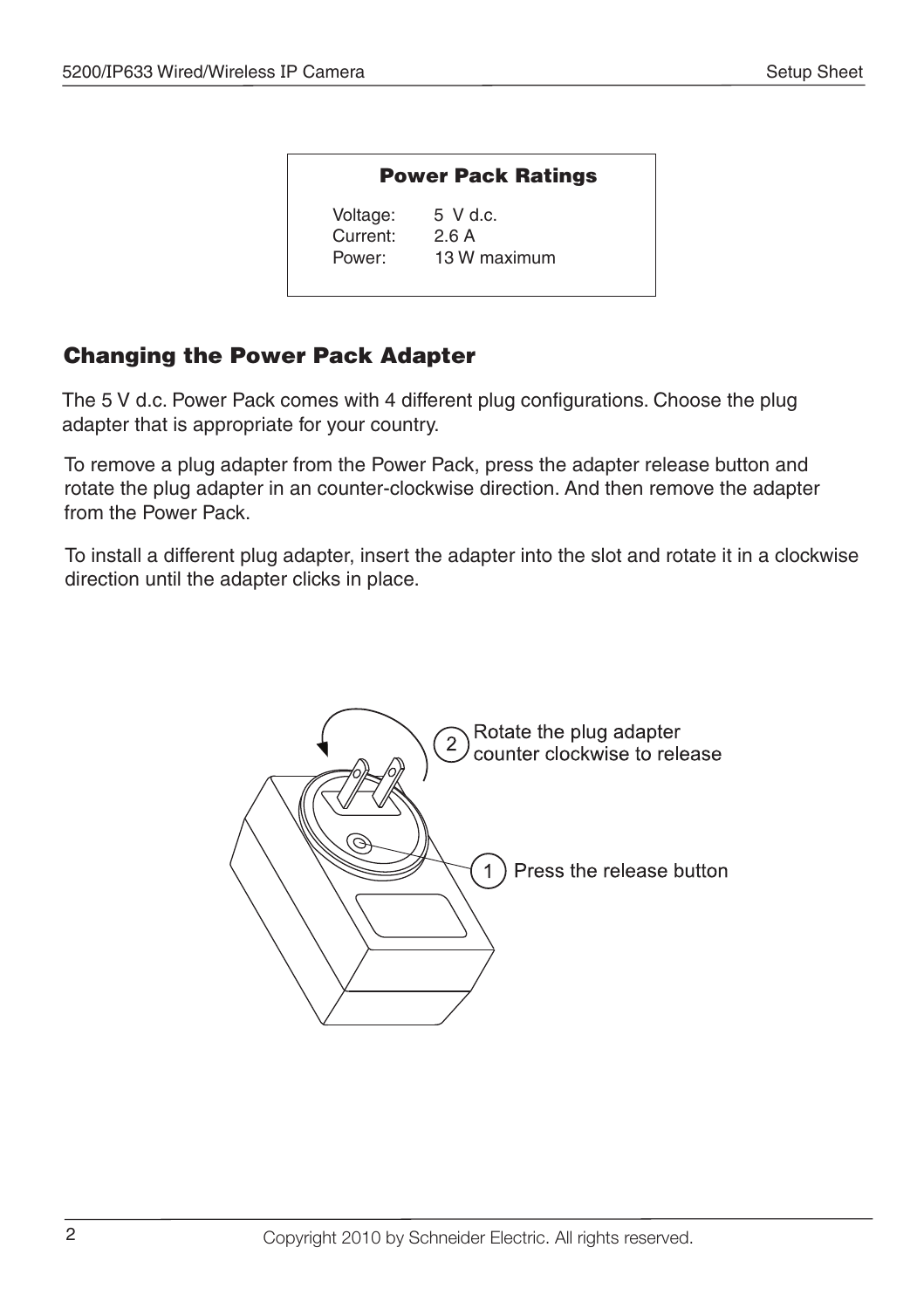**Power Pack Ratings**

| | |
|---|---|
| Voltage: | 5 V d.c. |
| Current: | 2.6 A |
| Power: | 13 W maximum |

## Changing the Power Pack Adapter

The 5 V d.c. Power Pack comes with 4 different plug configurations. Choose the plug adapter that is appropriate for your country.

To remove a plug adapter from the Power Pack, press the adapter release button and rotate the plug adapter in an counter-clockwise direction. And then remove the adapter from the Power Pack.

To install a different plug adapter, insert the adapter into the slot and rotate it in a clockwise direction until the adapter clicks in place.

2 Rotate the plug adapter counter clockwise to release

1 Press the release button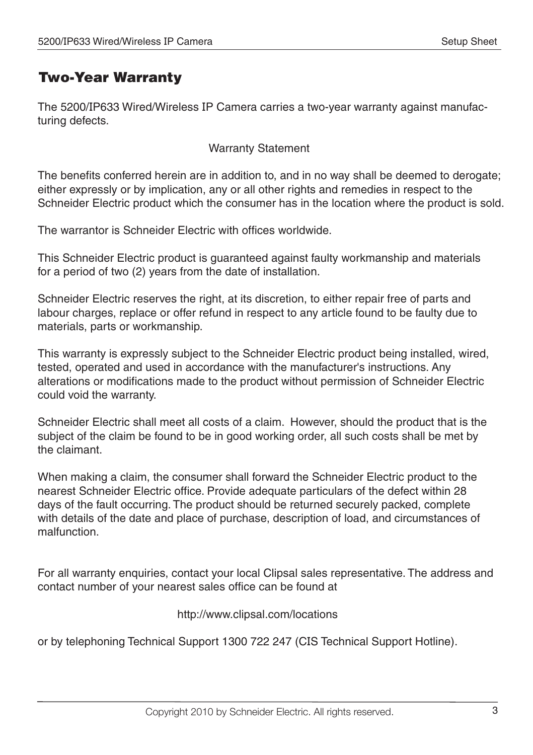## Two-Year Warranty

The 5200/IP633 Wired/Wireless IP Camera carries a two-year warranty against manufacturing defects.

Warranty Statement

The benefits conferred herein are in addition to, and in no way shall be deemed to derogate; either expressly or by implication, any or all other rights and remedies in respect to the Schneider Electric product which the consumer has in the location where the product is sold.

The warrantor is Schneider Electric with offices worldwide.

This Schneider Electric product is guaranteed against faulty workmanship and materials for a period of two (2) years from the date of installation.

Schneider Electric reserves the right, at its discretion, to either repair free of parts and labour charges, replace or offer refund in respect to any article found to be faulty due to materials, parts or workmanship.

This warranty is expressly subject to the Schneider Electric product being installed, wired, tested, operated and used in accordance with the manufacturer's instructions. Any alterations or modifications made to the product without permission of Schneider Electric could void the warranty.

Schneider Electric shall meet all costs of a claim. However, should the product that is the subject of the claim be found to be in good working order, all such costs shall be met by the claimant.

When making a claim, the consumer shall forward the Schneider Electric product to the nearest Schneider Electric office. Provide adequate particulars of the defect within 28 days of the fault occurring. The product should be returned securely packed, complete with details of the date and place of purchase, description of load, and circumstances of malfunction.

For all warranty enquiries, contact your local Clipsal sales representative. The address and contact number of your nearest sales office can be found at

http://www.clipsal.com/locations

or by telephoning Technical Support 1300 722 247 (CIS Technical Support Hotline).

Copyright 2010 by Schneider Electric. All rights reserved.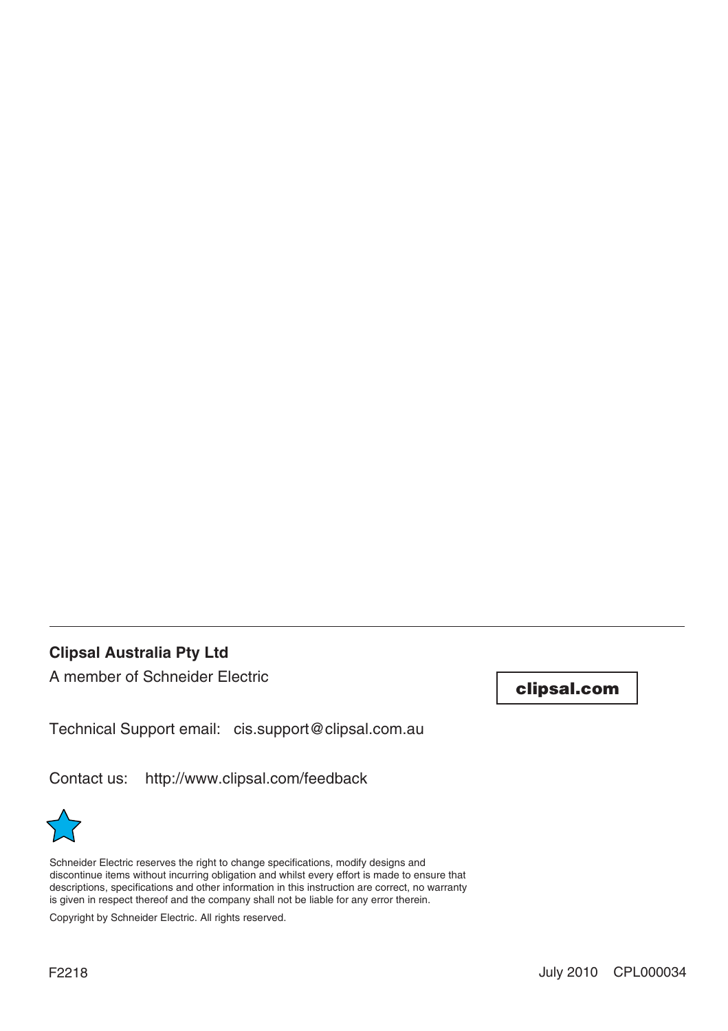**Clipsal Australia Pty Ltd**

A member of Schneider Electric

**clipsal.com**

Technical Support email: cis.support@clipsal.com.au

Contact us: http://www.clipsal.com/feedback

Schneider Electric reserves the right to change specifications, modify designs and discontinue items without incurring obligation and whilst every effort is made to ensure that descriptions, specifications and other information in this instruction are correct, no warranty is given in respect thereof and the company shall not be liable for any error therein.

Copyright by Schneider Electric. All rights reserved.

F2218

July 2010 CPL000034